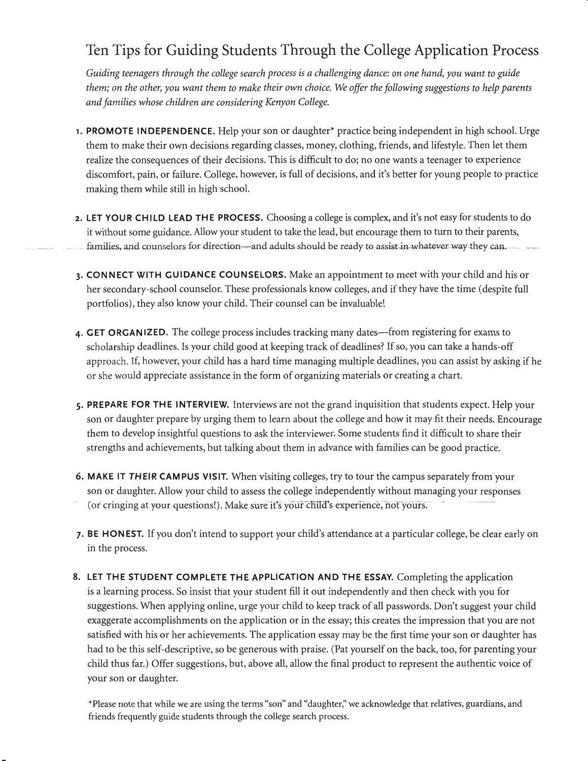# Ten Tips for Guiding Students Through the College Application Process

*Guiding teenagers through the college search process is a challenging dance: on one hand, you want to guide them; on the other, you want them to make their own choice. We offer the following suggestions to help parents and families whose children are considering Kenyon College.*

1. **PROMOTE INDEPENDENCE.** Help your son or daughter* practice being independent in high school. Urge them to make their own decisions regarding classes, money, clothing, friends, and lifestyle. Then let them realize the consequences of their decisions. This is difficult to do; no one wants a teenager to experience discomfort, pain, or failure. College, however, is full of decisions, and it's better for young people to practice making them while still in high school.

2. **LET YOUR CHILD LEAD THE PROCESS.** Choosing a college is complex, and it's not easy for students to do it without some guidance. Allow your student to take the lead, but encourage them to turn to their parents, families, and counselors for direction—and adults should be ready to assist in whatever way they can.

3. **CONNECT WITH GUIDANCE COUNSELORS.** Make an appointment to meet with your child and his or her secondary-school counselor. These professionals know colleges, and if they have the time (despite full portfolios), they also know your child. Their counsel can be invaluable!

4. **GET ORGANIZED.** The college process includes tracking many dates—from registering for exams to scholarship deadlines. Is your child good at keeping track of deadlines? If so, you can take a hands-off approach. If, however, your child has a hard time managing multiple deadlines, you can assist by asking if he or she would appreciate assistance in the form of organizing materials or creating a chart.

5. **PREPARE FOR THE INTERVIEW.** Interviews are not the grand inquisition that students expect. Help your son or daughter prepare by urging them to learn about the college and how it may fit their needs. Encourage them to develop insightful questions to ask the interviewer. Some students find it difficult to share their strengths and achievements, but talking about them in advance with families can be good practice.

6. **MAKE IT *THEIR* CAMPUS VISIT.** When visiting colleges, try to tour the campus separately from your son or daughter. Allow your child to assess the college independently without managing your responses (or cringing at your questions!). Make sure it's your child's experience, not yours.

7. **BE HONEST.** If you don't intend to support your child's attendance at a particular college, be clear early on in the process.

8. **LET THE STUDENT COMPLETE THE APPLICATION AND THE ESSAY.** Completing the application is a learning process. So insist that your student fill it out independently and then check with you for suggestions. When applying online, urge your child to keep track of all passwords. Don't suggest your child exaggerate accomplishments on the application or in the essay; this creates the impression that you are not satisfied with his or her achievements. The application essay may be the first time your son or daughter has had to be this self-descriptive, so be generous with praise. (Pat yourself on the back, too, for parenting your child thus far.) Offer suggestions, but, above all, allow the final product to represent the authentic voice of your son or daughter.

*Please note that while we are using the terms "son" and "daughter," we acknowledge that relatives, guardians, and friends frequently guide students through the college search process.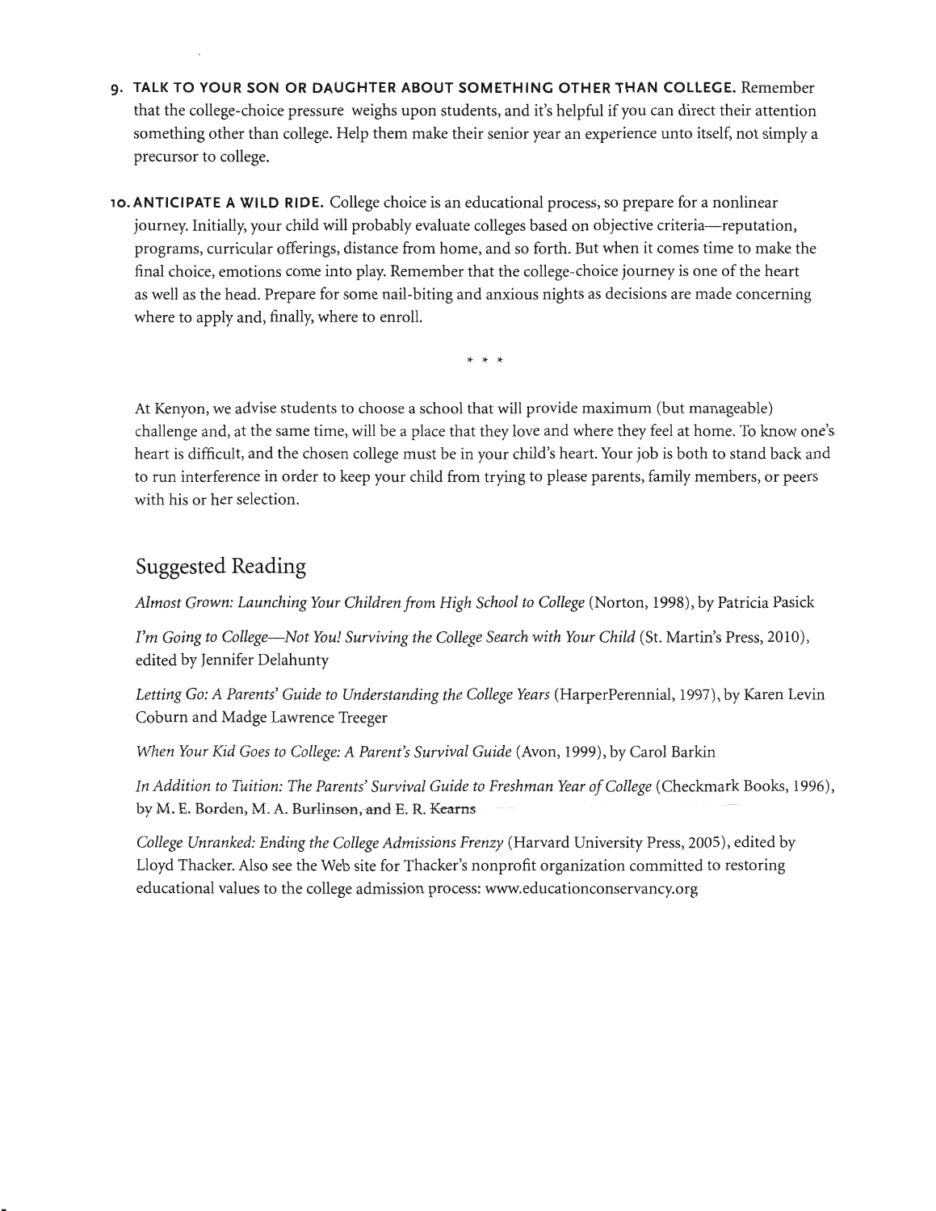9. **TALK TO YOUR SON OR DAUGHTER ABOUT SOMETHING OTHER THAN COLLEGE.** Remember that the college-choice pressure weighs upon students, and it's helpful if you can direct their attention something other than college. Help them make their senior year an experience unto itself, not simply a precursor to college.

10. **ANTICIPATE A WILD RIDE.** College choice is an educational process, so prepare for a nonlinear journey. Initially, your child will probably evaluate colleges based on objective criteria—reputation, programs, curricular offerings, distance from home, and so forth. But when it comes time to make the final choice, emotions come into play. Remember that the college-choice journey is one of the heart as well as the head. Prepare for some nail-biting and anxious nights as decisions are made concerning where to apply and, finally, where to enroll.

\* \* \*

At Kenyon, we advise students to choose a school that will provide maximum (but manageable) challenge and, at the same time, will be a place that they love and where they feel at home. To know one's heart is difficult, and the chosen college must be in your child's heart. Your job is both to stand back and to run interference in order to keep your child from trying to please parents, family members, or peers with his or her selection.

## Suggested Reading

*Almost Grown: Launching Your Children from High School to College* (Norton, 1998), by Patricia Pasick

*I'm Going to College—Not You! Surviving the College Search with Your Child* (St. Martin's Press, 2010), edited by Jennifer Delahunty

*Letting Go: A Parents' Guide to Understanding the College Years* (HarperPerennial, 1997), by Karen Levin Coburn and Madge Lawrence Treeger

*When Your Kid Goes to College: A Parent's Survival Guide* (Avon, 1999), by Carol Barkin

*In Addition to Tuition: The Parents' Survival Guide to Freshman Year of College* (Checkmark Books, 1996), by M. E. Borden, M. A. Burlinson, and E. R. Kearns

*College Unranked: Ending the College Admissions Frenzy* (Harvard University Press, 2005), edited by Lloyd Thacker. Also see the Web site for Thacker's nonprofit organization committed to restoring educational values to the college admission process: www.educationconservancy.org